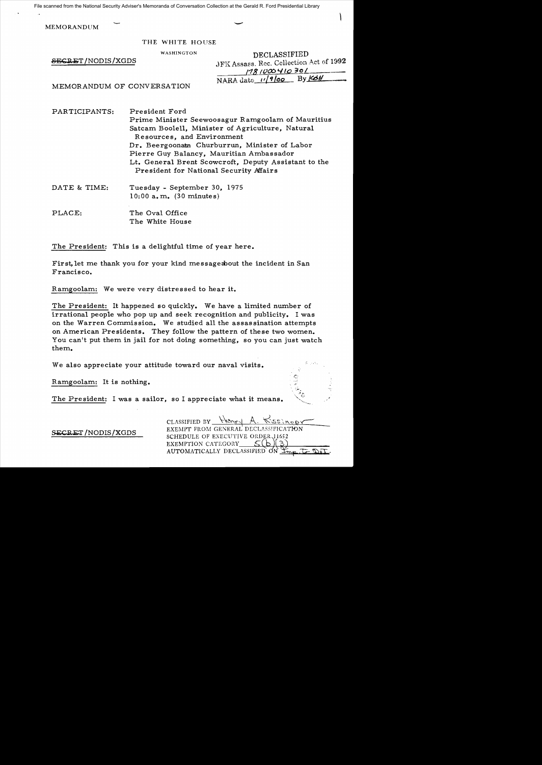File scanned from the National Security Adviser's Memoranda of Conversation Collection at the Gerald R. Ford Presidential Library

MEMORANDUM

THE WHITE HOUSE

WASHINGTON

SECRET/NODIS/XGDS

DECLASSIFIED
JFK Assass. Rec. Collection Act of 1992
178 10004 10 301
NARA date 11/9/00 By KBH

MEMORANDUM OF CONVERSATION

PARTICIPANTS: President Ford
Prime Minister Seewoosagur Ramgoolam of Mauritius
Satcam Boolell, Minister of Agriculture, Natural Resources, and Environment
Dr. Beergoonatn Churburrun, Minister of Labor
Pierre Guy Balancy, Mauritian Ambassador
Lt. General Brent Scowcroft, Deputy Assistant to the President for National Security Affairs

DATE & TIME: Tuesday - September 30, 1975
10:00 a.m. (30 minutes)

PLACE: The Oval Office
The White House

The President: This is a delightful time of year here.

First, let me thank you for your kind message about the incident in San Francisco.

Ramgoolam: We were very distressed to hear it.

The President: It happened so quickly. We have a limited number of irrational people who pop up and seek recognition and publicity. I was on the Warren Commission. We studied all the assassination attempts on American Presidents. They follow the pattern of these two women. You can't put them in jail for not doing something, so you can just watch them.

We also appreciate your attitude toward our naval visits.

Ramgoolam: It is nothing.

The President: I was a sailor, so I appreciate what it means.

SECRET/NODIS/XGDS

CLASSIFIED BY Henry A. Kissinger
EXEMPT FROM GENERAL DECLASSIFICATION
SCHEDULE OF EXECUTIVE ORDER 11652
EXEMPTION CATEGORY 5(b)(3)
AUTOMATICALLY DECLASSIFIED ON Imp. to Det.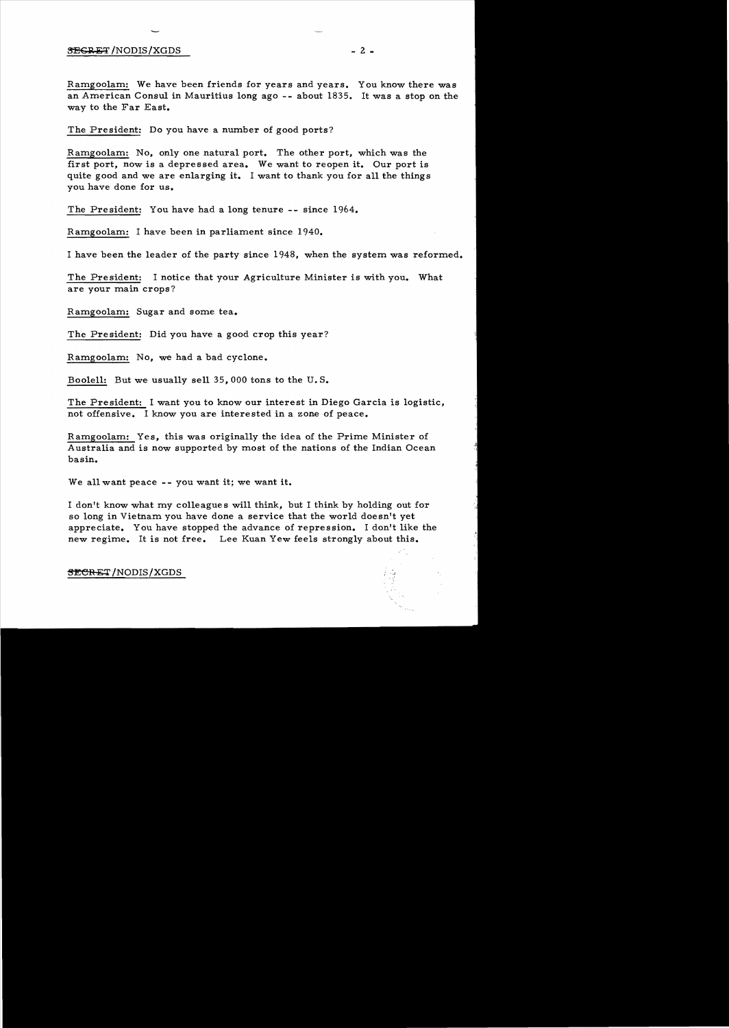Ramgoolam: We have been friends for years and years. You know there was an American Consul in Mauritius long ago -- about 1835. It was a stop on the way to the Far East.

The President: Do you have a number of good ports?

Ramgoolam: No, only one natural port. The other port, which was the first port, now is a depressed area. We want to reopen it. Our port is quite good and we are enlarging it. I want to thank you for all the things you have done for us.

The President: You have had a long tenure -- since 1964.

Ramgoolam: I have been in parliament since 1940.

I have been the leader of the party since 1948, when the system was reformed.

The President: I notice that your Agriculture Minister is with you. What are your main crops?

Ramgoolam: Sugar and some tea.

The President: Did you have a good crop this year?

Ramgoolam: No, we had a bad cyclone.

Boolell: But we usually sell 35,000 tons to the U.S.

The President: I want you to know our interest in Diego Garcia is logistic, not offensive. I know you are interested in a zone of peace.

Ramgoolam: Yes, this was originally the idea of the Prime Minister of Australia and is now supported by most of the nations of the Indian Ocean basin.

We all want peace -- you want it; we want it.

I don't know what my colleagues will think, but I think by holding out for so long in Vietnam you have done a service that the world doesn't yet appreciate. You have stopped the advance of repression. I don't like the new regime. It is not free. Lee Kuan Yew feels strongly about this.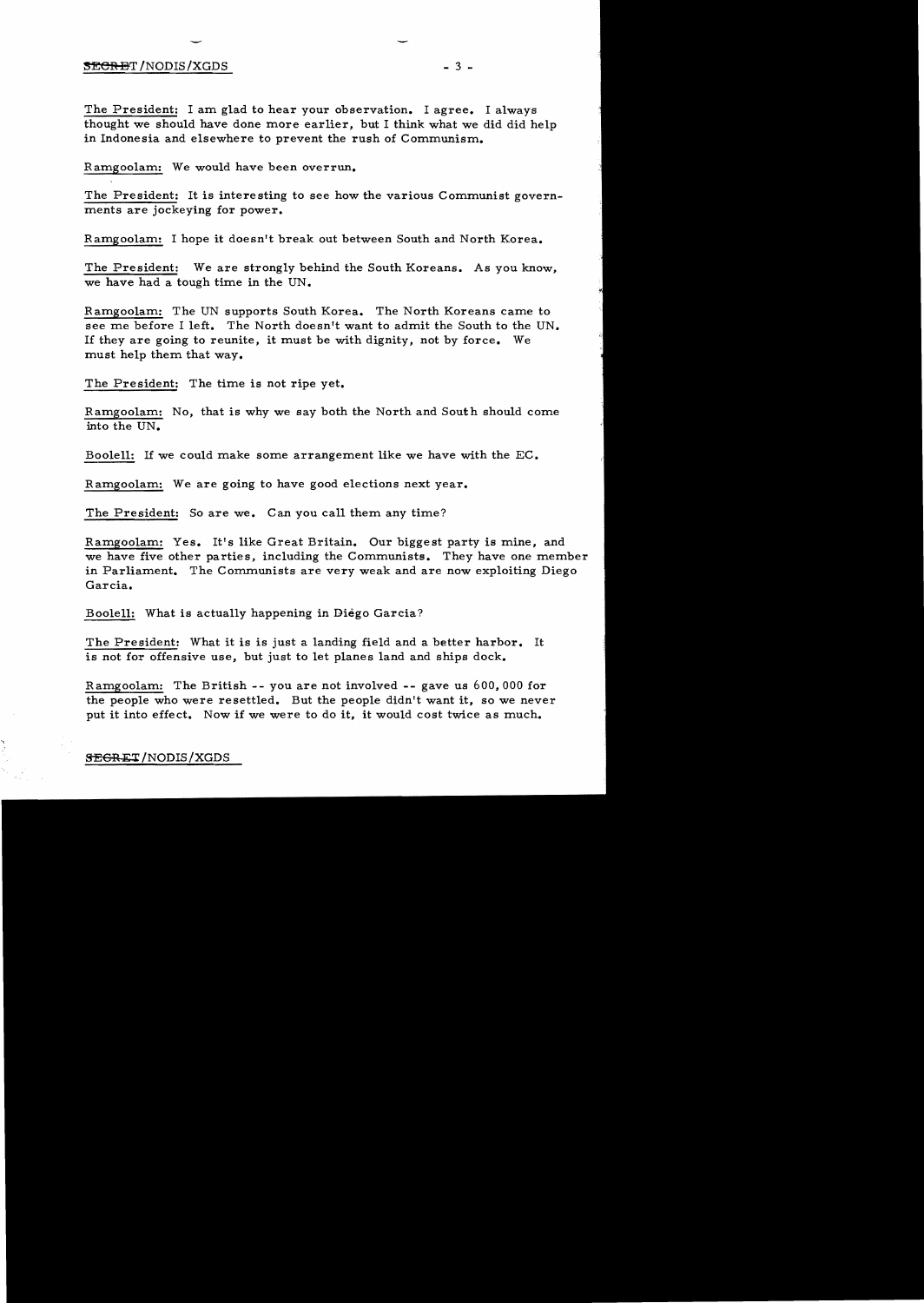The President: I am glad to hear your observation. I agree. I always thought we should have done more earlier, but I think what we did did help in Indonesia and elsewhere to prevent the rush of Communism.

Ramgoolam: We would have been overrun.

The President: It is interesting to see how the various Communist governments are jockeying for power.

Ramgoolam: I hope it doesn't break out between South and North Korea.

The President: We are strongly behind the South Koreans. As you know, we have had a tough time in the UN.

Ramgoolam: The UN supports South Korea. The North Koreans came to see me before I left. The North doesn't want to admit the South to the UN. If they are going to reunite, it must be with dignity, not by force. We must help them that way.

The President: The time is not ripe yet.

Ramgoolam: No, that is why we say both the North and South should come into the UN.

Boolell: If we could make some arrangement like we have with the EC.

Ramgoolam: We are going to have good elections next year.

The President: So are we. Can you call them any time?

Ramgoolam: Yes. It's like Great Britain. Our biggest party is mine, and we have five other parties, including the Communists. They have one member in Parliament. The Communists are very weak and are now exploiting Diego Garcia.

Boolell: What is actually happening in Diègo Garcia?

The President: What it is is just a landing field and a better harbor. It is not for offensive use, but just to let planes land and ships dock.

Ramgoolam: The British -- you are not involved -- gave us 600,000 for the people who were resettled. But the people didn't want it, so we never put it into effect. Now if we were to do it, it would cost twice as much.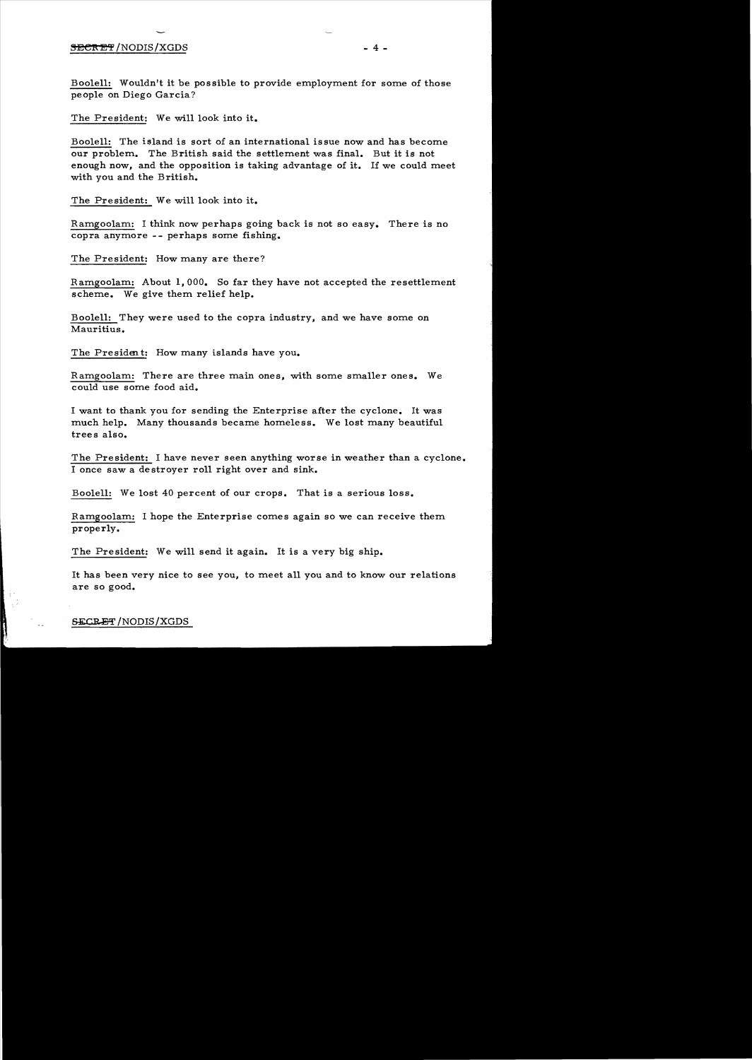Boolell: Wouldn't it be possible to provide employment for some of those people on Diego Garcia?

The President: We will look into it.

Boolell: The island is sort of an international issue now and has become our problem. The British said the settlement was final. But it is not enough now, and the opposition is taking advantage of it. If we could meet with you and the British.

The President: We will look into it.

Ramgoolam: I think now perhaps going back is not so easy. There is no copra anymore -- perhaps some fishing.

The President: How many are there?

Ramgoolam: About 1,000. So far they have not accepted the resettlement scheme. We give them relief help.

Boolell: They were used to the copra industry, and we have some on Mauritius.

The President: How many islands have you.

Ramgoolam: There are three main ones, with some smaller ones. We could use some food aid.

I want to thank you for sending the Enterprise after the cyclone. It was much help. Many thousands became homeless. We lost many beautiful trees also.

The President: I have never seen anything worse in weather than a cyclone. I once saw a destroyer roll right over and sink.

Boolell: We lost 40 percent of our crops. That is a serious loss.

Ramgoolam: I hope the Enterprise comes again so we can receive them properly.

The President: We will send it again. It is a very big ship.

It has been very nice to see you, to meet all you and to know our relations are so good.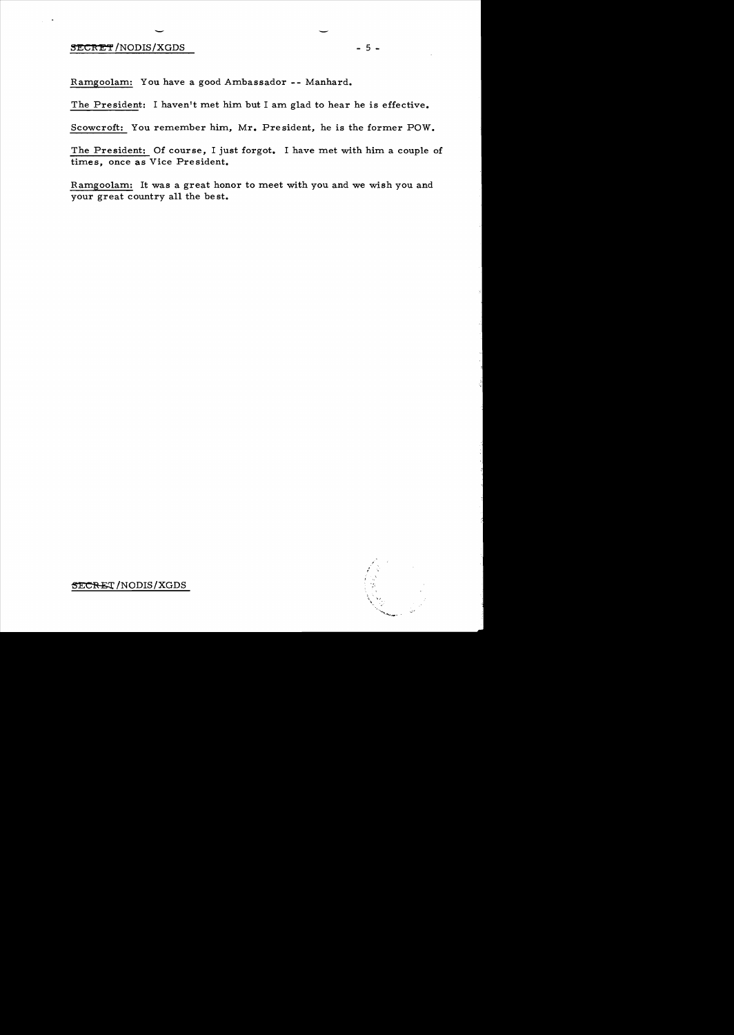Ramgoolam: You have a good Ambassador -- Manhard.

The President: I haven't met him but I am glad to hear he is effective.

Scowcroft: You remember him, Mr. President, he is the former POW.

The President: Of course, I just forgot. I have met with him a couple of times, once as Vice President.

Ramgoolam: It was a great honor to meet with you and we wish you and your great country all the best.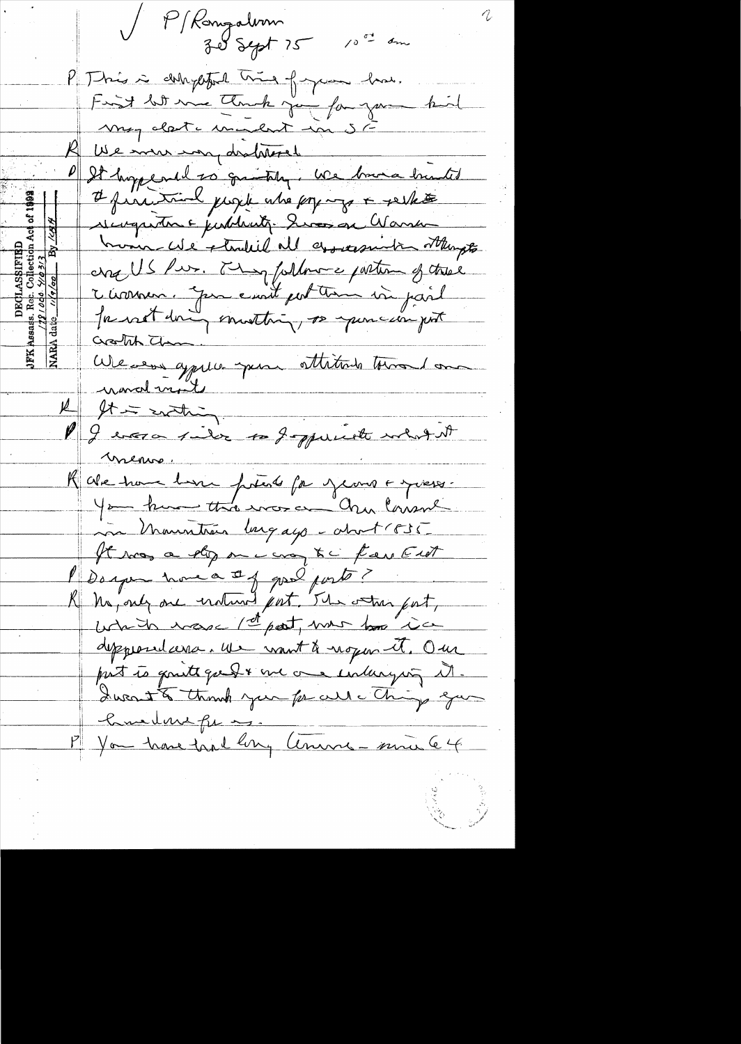P/Rongalwm
30 Sept 75 10:00 am

P This is delightful time for you here.
First let me thank you for your kind
msg about incident in SF

R We were very disturbed

P It happened so quickly. We have a limited
# frustrated people who go for notoriety & publicity. Since on Warren
Comm we studied all assassination attempts
on US Pres. They follow a pattern of these
& women. You can't put them in jail
for not doing anything, so you can't
watch them.

We very appreciate your attitude toward our
mutual interests

R It is nothing

P I was a sailor so I appreciate what it
means.

R We have been friends for years & years.
You know there was an Am Consul
in Mauritius long ago – about 1835.
It was a stop on way to Far East

P Do you have a # of good ports?

R No, only one natural port. The other port,
which was 1st port, was too in a
depressed area. We want to reopen it. Our
port is quite good & we are enlarging it.
I want to thank you for all the things you
have done for us.

P You have had long tenure – since 64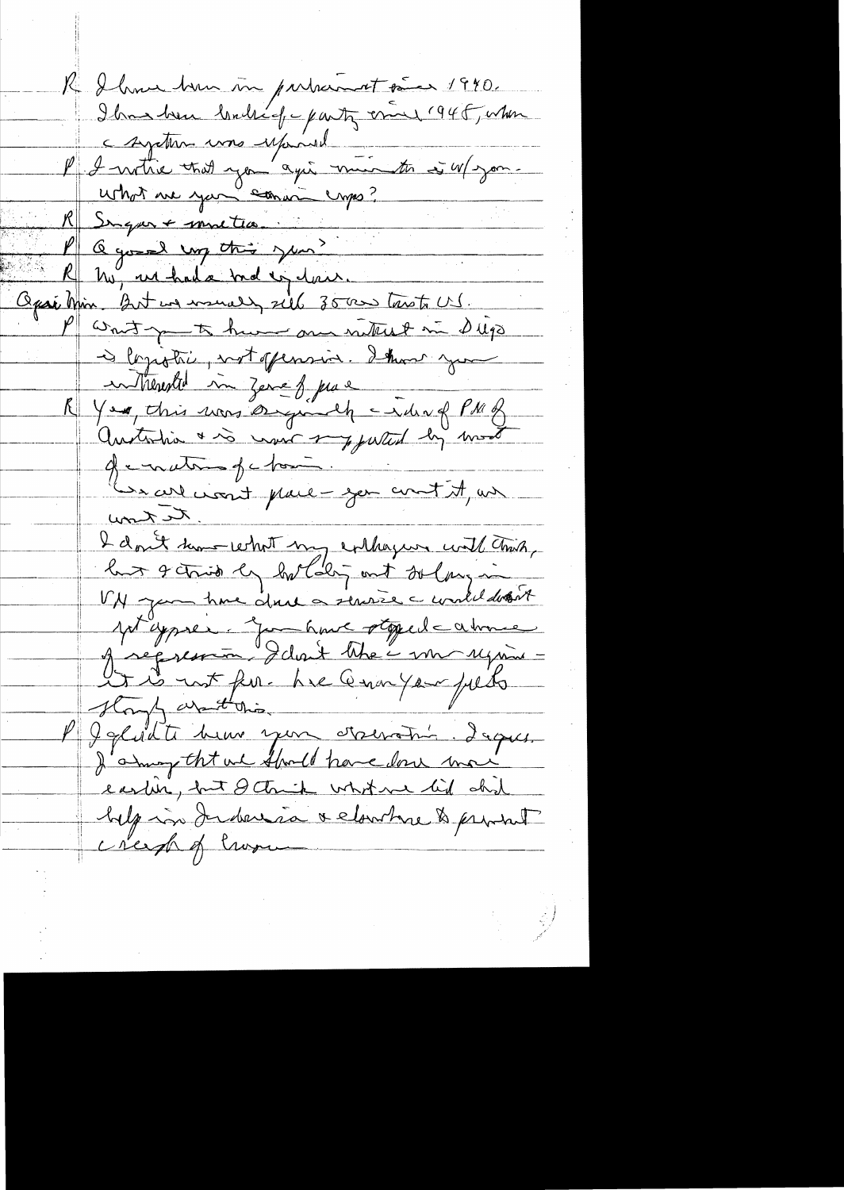R I have been in parliament since 1990.
I have been leader of party since 1995, when
a system was reformed.

P I notice that you again minister is w/ you.
What are your economic crops?

R Sugar & mineral.

P A good crop this year?

R No, we had a bad cyclone.

Agri Min. But we usually sell 350,000 tons to US.

P Want you to know our interest in Sugar
is logistic, not offensive. I know you
interested in zone of peace

R Yes, this was originally an idea of PM of
Australia & is now supported by most
of nations of a region.
We all want peace – you want it, we
want it.
I don't know what my colleagues will think,
but I think by holding out so long in
UN you have done a service & would doesn't
yet appear. You have stopped a threat
of aggression. I don't like a new regime –
it is not free. We & your people
strongly against this.

P I appreciate your observation. I agree.
I think that we should have done more
earlier, but I think what we did did
help in Indonesia & elsewhere to prevent
a reach of ...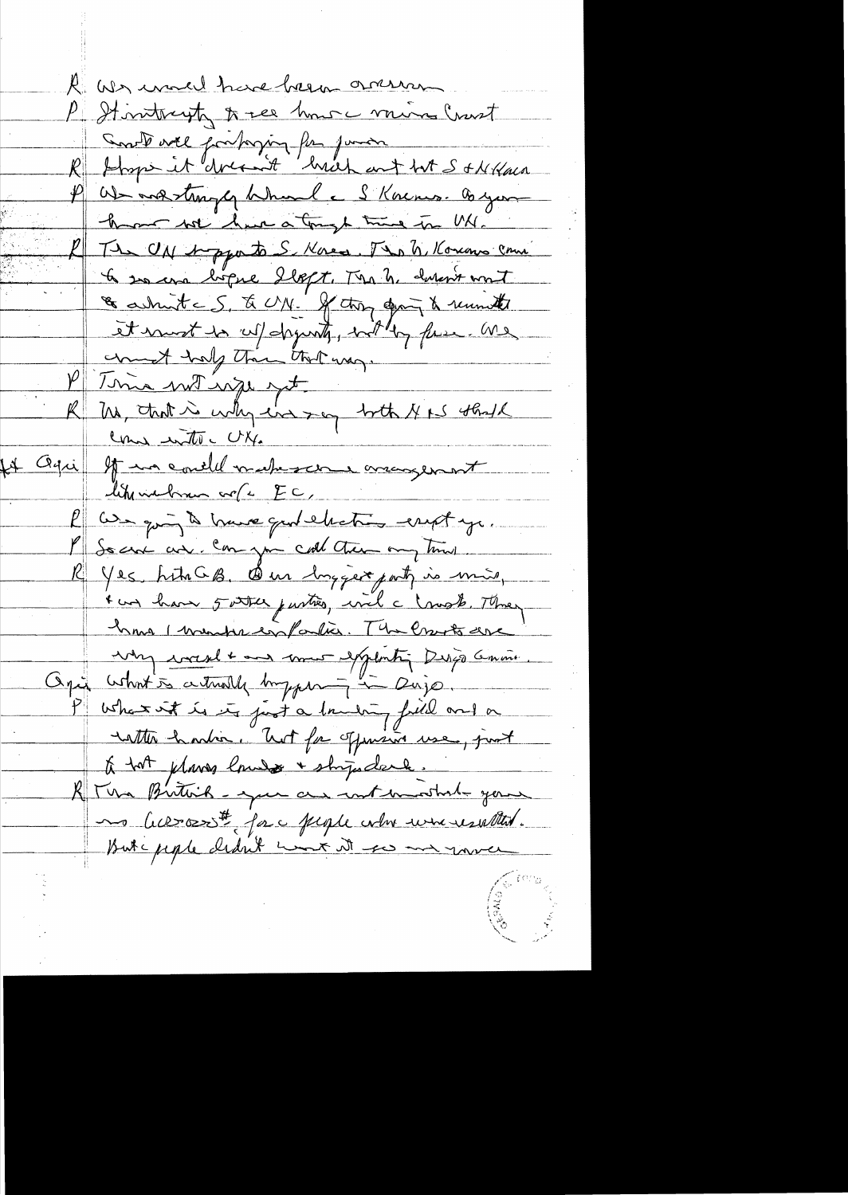R We would have been overrun

P It's interesting to see how the Vietnam Cost Guard was functioning for you.

R Hope it doesn't work out but S & N Korea

P We are strongly behind the S Koreans. As you know we have a tough time in UN.

R The UN supports S. Korea. The N. Koreans come to us and argue I [illegible]. The N. doesn't want to admit the S. to UN. If they are going to reunite it must be w/ dignity, not by force. We must help them that way.

P Time not ripe yet.

R No, that is why we say both N & S should come into the UN.

[illegible] Aqui If we could make some arrangement like we have w/ the EC,

R We going to have good elections except you.

P So are we. Can you call them any time

R Yes, like GB. Our biggest party is mine, & we have 5 other parties, incl the Communists. They have 1 member in Parliament. The Communists are very weak & are more effective in Durgo Amin.

Aqui What is actually happening in Diego.

P What it is is just a landing field and a water harbor. Not for offensive use, just to [illegible] planes land & ships dock.

R The British - you are not involved - gave no [illegible]# for the people who were resettled. But the people didn't want it so we [illegible]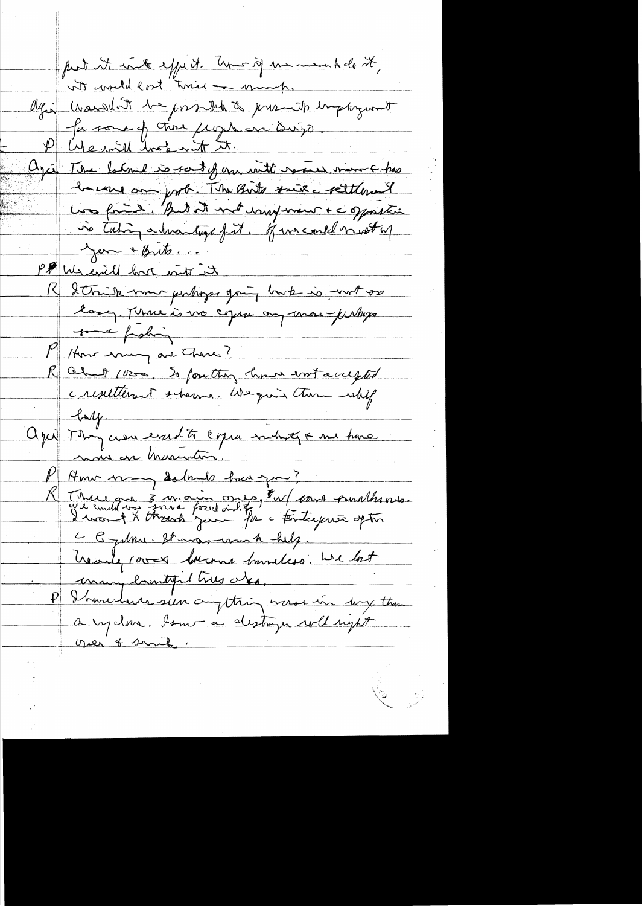put it into effect. Even if we wanted to do it, it would cost twice as much.

Agri: Wouldn't it be possible to ~~pursue~~ provide employment for some of those people on Diego.

P: We will look into it.

Agri: The Island is sort of an irritation — more & has become an issue. The Brits said a settlement was found. But it is not very much, & the opposition is taking advantage of it. If we could meet w/ you & Brits....

PF: We will look into it.

R: I think now perhaps going back is not so easy. There is no copra any more — perhaps some fishing.

P: How many are there?

R: About 1000. So far they have not accepted a resettlement scheme. We give them whiff help.

Agri: They were used to copra industry & we have none on Mauritius.

P: How many islands have you?

R: There are 3 main ones, w/ some smaller ones. We could use some food aid. I want to thank you for the Enterprise after the cyclone. It was much help.

Nearly 1000s became homeless. We lost many beautiful trees also.

P: I have never seen anything worse in my than a cyclone. Saw a destroyer roll right over & sink.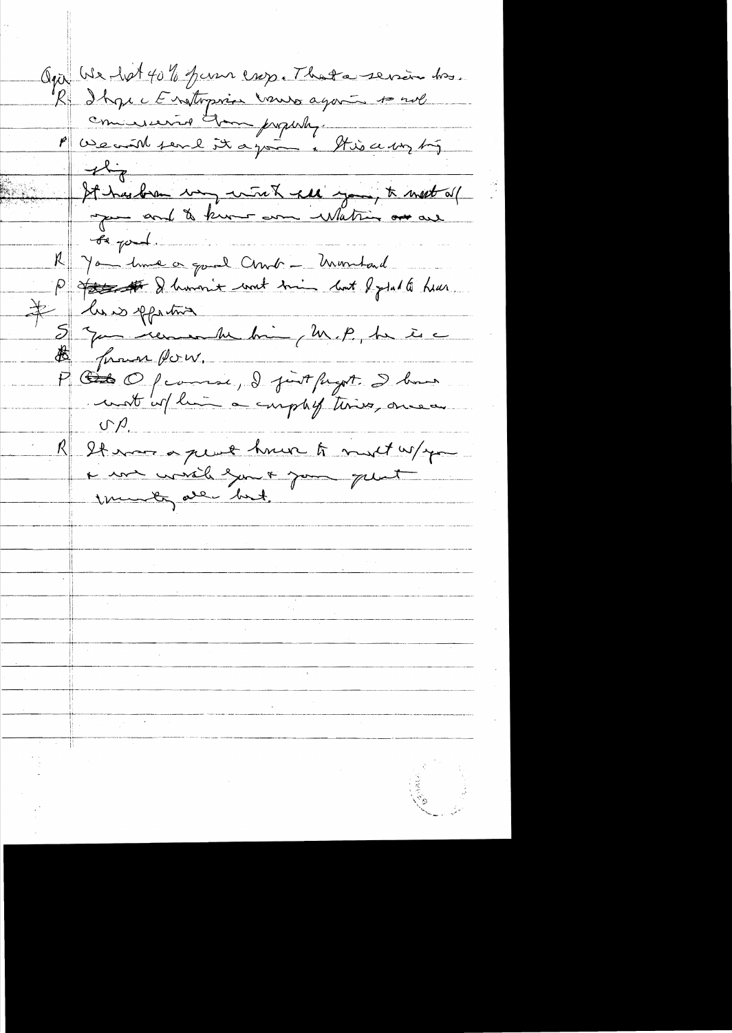Ojia We lost 40% of our crop. That a serious loss.

R I hope Enterprise comes again & not commissioned too properly.

P We will send it again. It is a very big ship.

It has been very nice to see you, to meet all you and to know our relations are so good.

R You have a good Amb – Unmashed

P ~~I~~ I haven't met him but I glad to hear he is effective

S You remember him, Mr. P, he is a former POW.

P ~~Oh~~ Of course, I just forgot. I have met w/ him a couple of times, once as VP.

R It was a great honor to meet w/ you & we wish you & your great country all best.